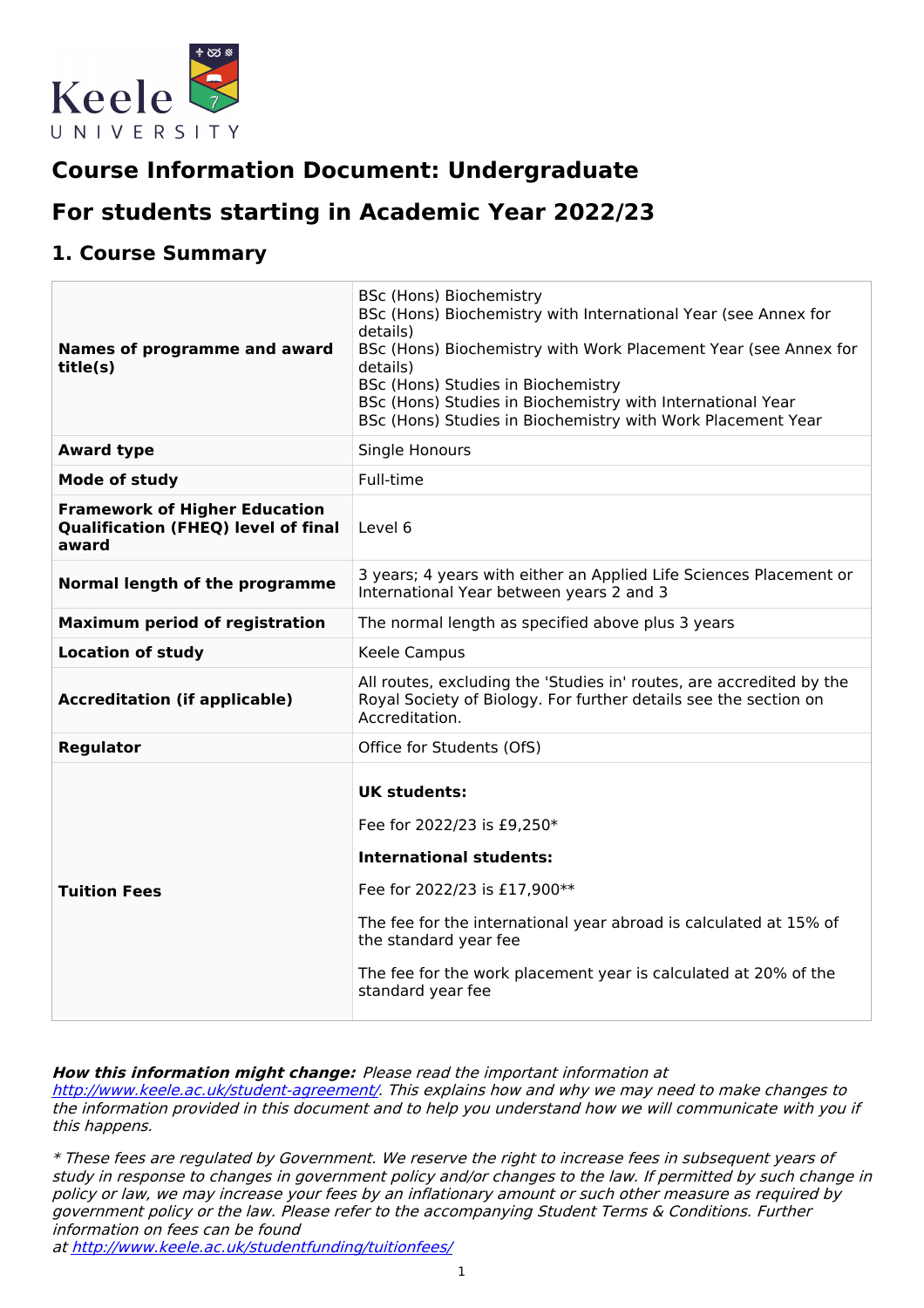# Course Information Document: Undergraduate

# For students starting in Academic Year 2022/23

## 1. Course Summary

| | |
|---|---|
| **Names of programme and award title(s)** | BSc (Hons) Biochemistry<br>BSc (Hons) Biochemistry with International Year (see Annex for details)<br>BSc (Hons) Biochemistry with Work Placement Year (see Annex for details)<br>BSc (Hons) Studies in Biochemistry<br>BSc (Hons) Studies in Biochemistry with International Year<br>BSc (Hons) Studies in Biochemistry with Work Placement Year |
| **Award type** | Single Honours |
| **Mode of study** | Full-time |
| **Framework of Higher Education Qualification (FHEQ) level of final award** | Level 6 |
| **Normal length of the programme** | 3 years; 4 years with either an Applied Life Sciences Placement or International Year between years 2 and 3 |
| **Maximum period of registration** | The normal length as specified above plus 3 years |
| **Location of study** | Keele Campus |
| **Accreditation (if applicable)** | All routes, excluding the 'Studies in' routes, are accredited by the Royal Society of Biology. For further details see the section on Accreditation. |
| **Regulator** | Office for Students (OfS) |
| **Tuition Fees** | **UK students:**<br>Fee for 2022/23 is £9,250*<br>**International students:**<br>Fee for 2022/23 is £17,900**<br>The fee for the international year abroad is calculated at 15% of the standard year fee<br>The fee for the work placement year is calculated at 20% of the standard year fee |

***How this information might change:*** *Please read the important information at [http://www.keele.ac.uk/student-agreement/](http://www.keele.ac.uk/student-agreement/). This explains how and why we may need to make changes to the information provided in this document and to help you understand how we will communicate with you if this happens.*

*\* These fees are regulated by Government. We reserve the right to increase fees in subsequent years of study in response to changes in government policy and/or changes to the law. If permitted by such change in policy or law, we may increase your fees by an inflationary amount or such other measure as required by government policy or the law. Please refer to the accompanying Student Terms & Conditions. Further information on fees can be found at [http://www.keele.ac.uk/studentfunding/tuitionfees/](http://www.keele.ac.uk/studentfunding/tuitionfees/)*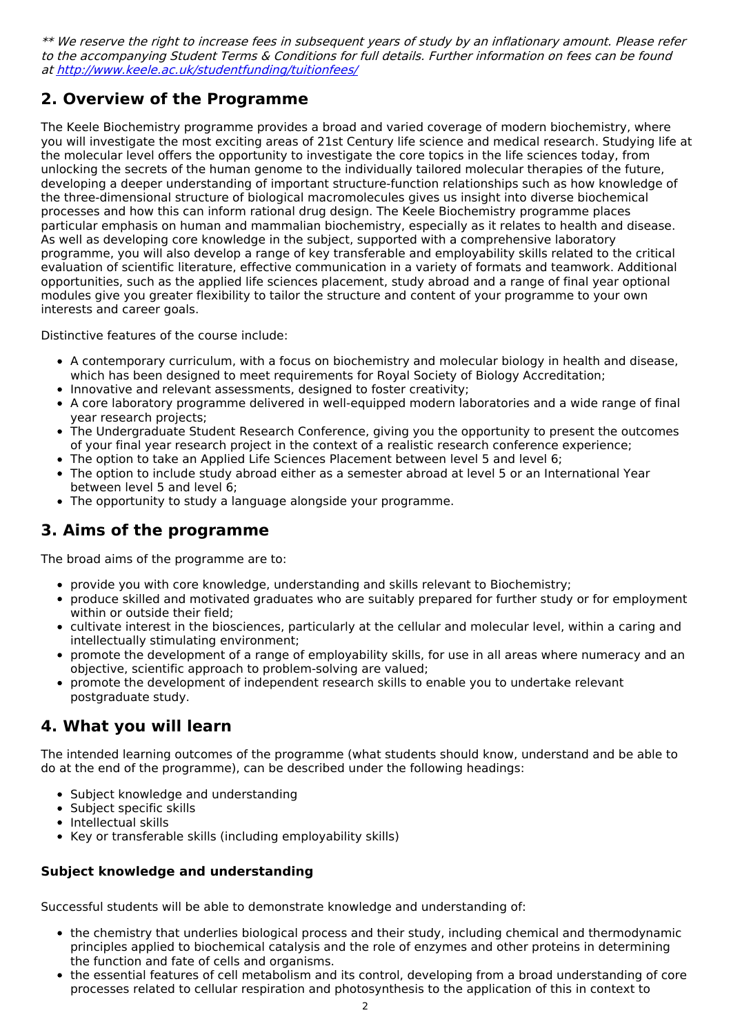*** We reserve the right to increase fees in subsequent years of study by an inflationary amount. Please refer to the accompanying Student Terms & Conditions for full details. Further information on fees can be found at [http://www.keele.ac.uk/studentfunding/tuitionfees/](http://www.keele.ac.uk/studentfunding/tuitionfees/)*

## 2. Overview of the Programme

The Keele Biochemistry programme provides a broad and varied coverage of modern biochemistry, where you will investigate the most exciting areas of 21st Century life science and medical research. Studying life at the molecular level offers the opportunity to investigate the core topics in the life sciences today, from unlocking the secrets of the human genome to the individually tailored molecular therapies of the future, developing a deeper understanding of important structure-function relationships such as how knowledge of the three-dimensional structure of biological macromolecules gives us insight into diverse biochemical processes and how this can inform rational drug design. The Keele Biochemistry programme places particular emphasis on human and mammalian biochemistry, especially as it relates to health and disease. As well as developing core knowledge in the subject, supported with a comprehensive laboratory programme, you will also develop a range of key transferable and employability skills related to the critical evaluation of scientific literature, effective communication in a variety of formats and teamwork. Additional opportunities, such as the applied life sciences placement, study abroad and a range of final year optional modules give you greater flexibility to tailor the structure and content of your programme to your own interests and career goals.

Distinctive features of the course include:

- A contemporary curriculum, with a focus on biochemistry and molecular biology in health and disease, which has been designed to meet requirements for Royal Society of Biology Accreditation;
- Innovative and relevant assessments, designed to foster creativity;
- A core laboratory programme delivered in well-equipped modern laboratories and a wide range of final year research projects;
- The Undergraduate Student Research Conference, giving you the opportunity to present the outcomes of your final year research project in the context of a realistic research conference experience;
- The option to take an Applied Life Sciences Placement between level 5 and level 6;
- The option to include study abroad either as a semester abroad at level 5 or an International Year between level 5 and level 6;
- The opportunity to study a language alongside your programme.

## 3. Aims of the programme

The broad aims of the programme are to:

- provide you with core knowledge, understanding and skills relevant to Biochemistry;
- produce skilled and motivated graduates who are suitably prepared for further study or for employment within or outside their field;
- cultivate interest in the biosciences, particularly at the cellular and molecular level, within a caring and intellectually stimulating environment;
- promote the development of a range of employability skills, for use in all areas where numeracy and an objective, scientific approach to problem-solving are valued;
- promote the development of independent research skills to enable you to undertake relevant postgraduate study.

## 4. What you will learn

The intended learning outcomes of the programme (what students should know, understand and be able to do at the end of the programme), can be described under the following headings:

- Subject knowledge and understanding
- Subject specific skills
- Intellectual skills
- Key or transferable skills (including employability skills)

### Subject knowledge and understanding

Successful students will be able to demonstrate knowledge and understanding of:

- the chemistry that underlies biological process and their study, including chemical and thermodynamic principles applied to biochemical catalysis and the role of enzymes and other proteins in determining the function and fate of cells and organisms.
- the essential features of cell metabolism and its control, developing from a broad understanding of core processes related to cellular respiration and photosynthesis to the application of this in context to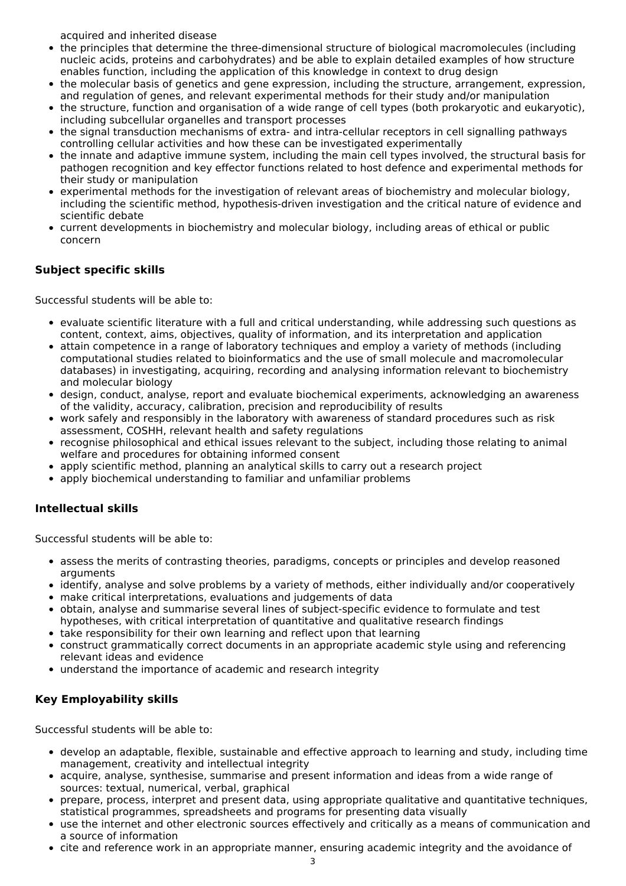acquired and inherited disease

- the principles that determine the three-dimensional structure of biological macromolecules (including nucleic acids, proteins and carbohydrates) and be able to explain detailed examples of how structure enables function, including the application of this knowledge in context to drug design
- the molecular basis of genetics and gene expression, including the structure, arrangement, expression, and regulation of genes, and relevant experimental methods for their study and/or manipulation
- the structure, function and organisation of a wide range of cell types (both prokaryotic and eukaryotic), including subcellular organelles and transport processes
- the signal transduction mechanisms of extra- and intra-cellular receptors in cell signalling pathways controlling cellular activities and how these can be investigated experimentally
- the innate and adaptive immune system, including the main cell types involved, the structural basis for pathogen recognition and key effector functions related to host defence and experimental methods for their study or manipulation
- experimental methods for the investigation of relevant areas of biochemistry and molecular biology, including the scientific method, hypothesis-driven investigation and the critical nature of evidence and scientific debate
- current developments in biochemistry and molecular biology, including areas of ethical or public concern

### Subject specific skills

Successful students will be able to:

- evaluate scientific literature with a full and critical understanding, while addressing such questions as content, context, aims, objectives, quality of information, and its interpretation and application
- attain competence in a range of laboratory techniques and employ a variety of methods (including computational studies related to bioinformatics and the use of small molecule and macromolecular databases) in investigating, acquiring, recording and analysing information relevant to biochemistry and molecular biology
- design, conduct, analyse, report and evaluate biochemical experiments, acknowledging an awareness of the validity, accuracy, calibration, precision and reproducibility of results
- work safely and responsibly in the laboratory with awareness of standard procedures such as risk assessment, COSHH, relevant health and safety regulations
- recognise philosophical and ethical issues relevant to the subject, including those relating to animal welfare and procedures for obtaining informed consent
- apply scientific method, planning an analytical skills to carry out a research project
- apply biochemical understanding to familiar and unfamiliar problems

### Intellectual skills

Successful students will be able to:

- assess the merits of contrasting theories, paradigms, concepts or principles and develop reasoned arguments
- identify, analyse and solve problems by a variety of methods, either individually and/or cooperatively
- make critical interpretations, evaluations and judgements of data
- obtain, analyse and summarise several lines of subject-specific evidence to formulate and test hypotheses, with critical interpretation of quantitative and qualitative research findings
- take responsibility for their own learning and reflect upon that learning
- construct grammatically correct documents in an appropriate academic style using and referencing relevant ideas and evidence
- understand the importance of academic and research integrity

### Key Employability skills

Successful students will be able to:

- develop an adaptable, flexible, sustainable and effective approach to learning and study, including time management, creativity and intellectual integrity
- acquire, analyse, synthesise, summarise and present information and ideas from a wide range of sources: textual, numerical, verbal, graphical
- prepare, process, interpret and present data, using appropriate qualitative and quantitative techniques, statistical programmes, spreadsheets and programs for presenting data visually
- use the internet and other electronic sources effectively and critically as a means of communication and a source of information
- cite and reference work in an appropriate manner, ensuring academic integrity and the avoidance of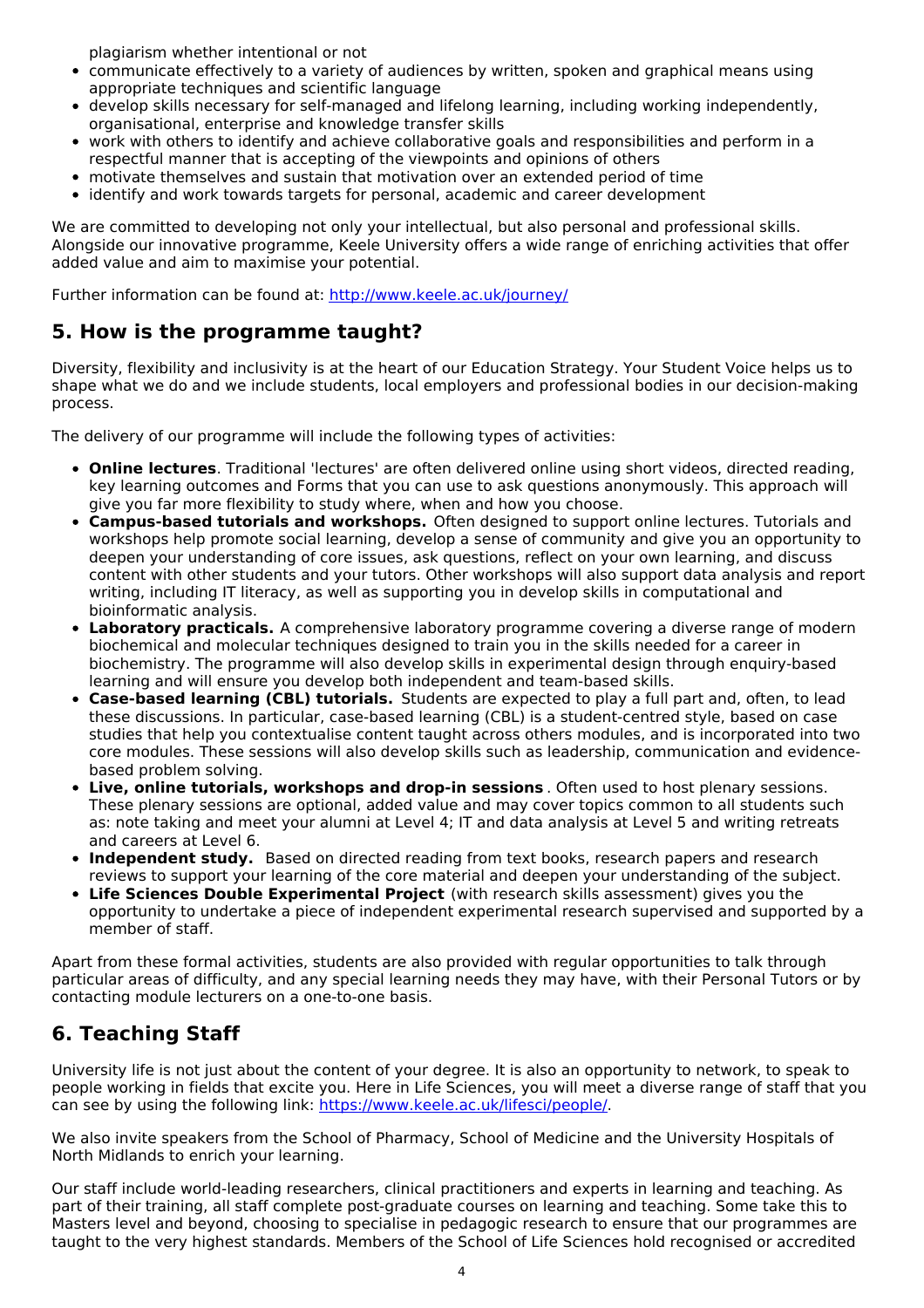plagiarism whether intentional or not

- communicate effectively to a variety of audiences by written, spoken and graphical means using appropriate techniques and scientific language
- develop skills necessary for self-managed and lifelong learning, including working independently, organisational, enterprise and knowledge transfer skills
- work with others to identify and achieve collaborative goals and responsibilities and perform in a respectful manner that is accepting of the viewpoints and opinions of others
- motivate themselves and sustain that motivation over an extended period of time
- identify and work towards targets for personal, academic and career development

We are committed to developing not only your intellectual, but also personal and professional skills. Alongside our innovative programme, Keele University offers a wide range of enriching activities that offer added value and aim to maximise your potential.

Further information can be found at: [http://www.keele.ac.uk/journey/](http://www.keele.ac.uk/journey/)

## 5. How is the programme taught?

Diversity, flexibility and inclusivity is at the heart of our Education Strategy. Your Student Voice helps us to shape what we do and we include students, local employers and professional bodies in our decision-making process.

The delivery of our programme will include the following types of activities:

- **Online lectures**. Traditional 'lectures' are often delivered online using short videos, directed reading, key learning outcomes and Forms that you can use to ask questions anonymously. This approach will give you far more flexibility to study where, when and how you choose.
- **Campus-based tutorials and workshops.** Often designed to support online lectures. Tutorials and workshops help promote social learning, develop a sense of community and give you an opportunity to deepen your understanding of core issues, ask questions, reflect on your own learning, and discuss content with other students and your tutors. Other workshops will also support data analysis and report writing, including IT literacy, as well as supporting you in develop skills in computational and bioinformatic analysis.
- **Laboratory practicals.** A comprehensive laboratory programme covering a diverse range of modern biochemical and molecular techniques designed to train you in the skills needed for a career in biochemistry. The programme will also develop skills in experimental design through enquiry-based learning and will ensure you develop both independent and team-based skills.
- **Case-based learning (CBL) tutorials.** Students are expected to play a full part and, often, to lead these discussions. In particular, case-based learning (CBL) is a student-centred style, based on case studies that help you contextualise content taught across others modules, and is incorporated into two core modules. These sessions will also develop skills such as leadership, communication and evidence-based problem solving.
- **Live, online tutorials, workshops and drop-in sessions**. Often used to host plenary sessions. These plenary sessions are optional, added value and may cover topics common to all students such as: note taking and meet your alumni at Level 4; IT and data analysis at Level 5 and writing retreats and careers at Level 6.
- **Independent study.** Based on directed reading from text books, research papers and research reviews to support your learning of the core material and deepen your understanding of the subject.
- **Life Sciences Double Experimental Project** (with research skills assessment) gives you the opportunity to undertake a piece of independent experimental research supervised and supported by a member of staff.

Apart from these formal activities, students are also provided with regular opportunities to talk through particular areas of difficulty, and any special learning needs they may have, with their Personal Tutors or by contacting module lecturers on a one-to-one basis.

## 6. Teaching Staff

University life is not just about the content of your degree. It is also an opportunity to network, to speak to people working in fields that excite you. Here in Life Sciences, you will meet a diverse range of staff that you can see by using the following link: [https://www.keele.ac.uk/lifesci/people/](https://www.keele.ac.uk/lifesci/people/).

We also invite speakers from the School of Pharmacy, School of Medicine and the University Hospitals of North Midlands to enrich your learning.

Our staff include world-leading researchers, clinical practitioners and experts in learning and teaching. As part of their training, all staff complete post-graduate courses on learning and teaching. Some take this to Masters level and beyond, choosing to specialise in pedagogic research to ensure that our programmes are taught to the very highest standards. Members of the School of Life Sciences hold recognised or accredited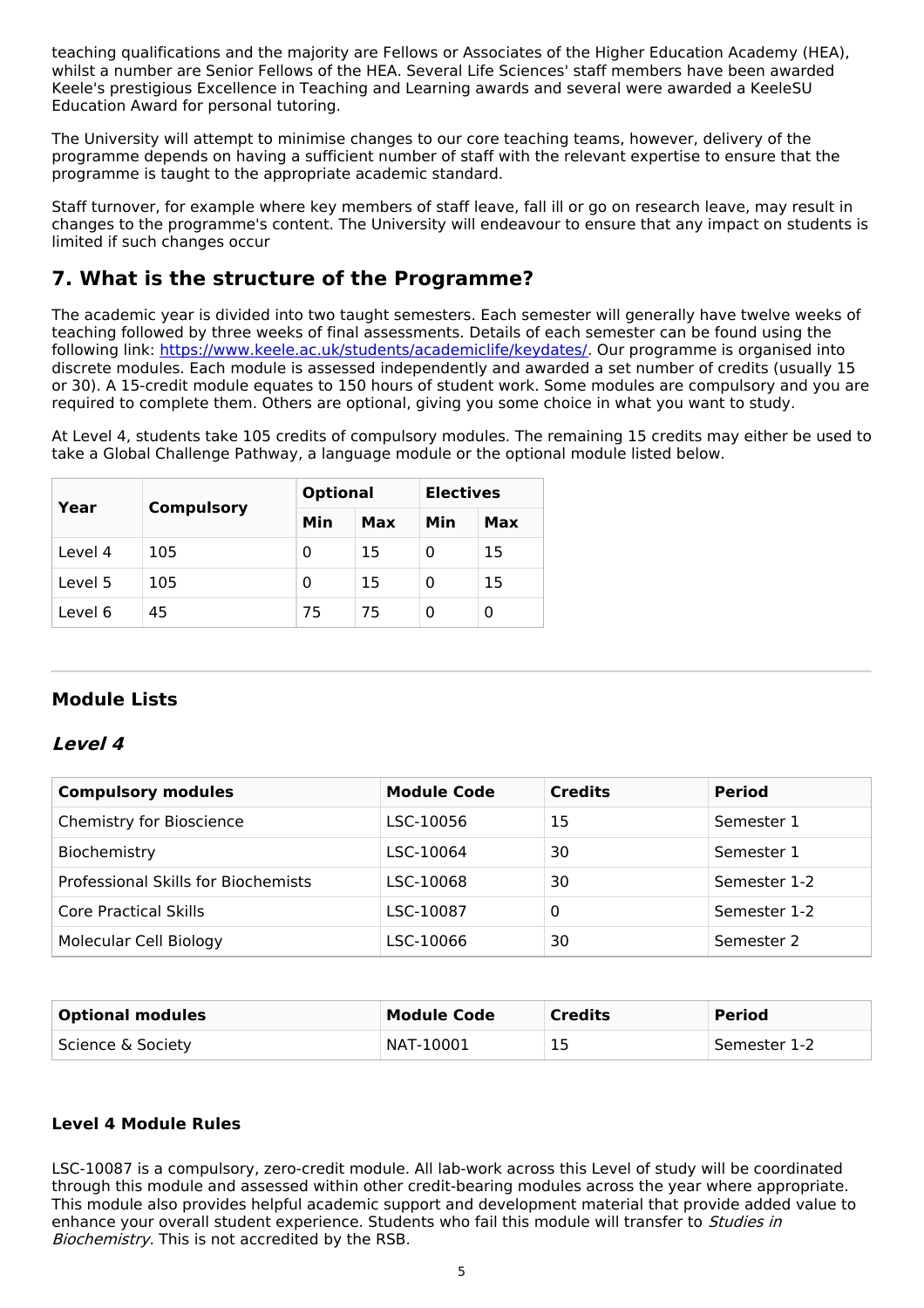teaching qualifications and the majority are Fellows or Associates of the Higher Education Academy (HEA), whilst a number are Senior Fellows of the HEA. Several Life Sciences' staff members have been awarded Keele's prestigious Excellence in Teaching and Learning awards and several were awarded a KeeleSU Education Award for personal tutoring.

The University will attempt to minimise changes to our core teaching teams, however, delivery of the programme depends on having a sufficient number of staff with the relevant expertise to ensure that the programme is taught to the appropriate academic standard.

Staff turnover, for example where key members of staff leave, fall ill or go on research leave, may result in changes to the programme's content. The University will endeavour to ensure that any impact on students is limited if such changes occur

## 7. What is the structure of the Programme?

The academic year is divided into two taught semesters. Each semester will generally have twelve weeks of teaching followed by three weeks of final assessments. Details of each semester can be found using the following link: [https://www.keele.ac.uk/students/academiclife/keydates/](https://www.keele.ac.uk/students/academiclife/keydates/). Our programme is organised into discrete modules. Each module is assessed independently and awarded a set number of credits (usually 15 or 30). A 15-credit module equates to 150 hours of student work. Some modules are compulsory and you are required to complete them. Others are optional, giving you some choice in what you want to study.

At Level 4, students take 105 credits of compulsory modules. The remaining 15 credits may either be used to take a Global Challenge Pathway, a language module or the optional module listed below.

| Year | Compulsory | Optional | | Electives | |
|---|---|---|---|---|---|
| | | Min | Max | Min | Max |
| Level 4 | 105 | 0 | 15 | 0 | 15 |
| Level 5 | 105 | 0 | 15 | 0 | 15 |
| Level 6 | 45 | 75 | 75 | 0 | 0 |

---

### Module Lists

### *Level 4*

| Compulsory modules | Module Code | Credits | Period |
|---|---|---|---|
| Chemistry for Bioscience | LSC-10056 | 15 | Semester 1 |
| Biochemistry | LSC-10064 | 30 | Semester 1 |
| Professional Skills for Biochemists | LSC-10068 | 30 | Semester 1-2 |
| Core Practical Skills | LSC-10087 | 0 | Semester 1-2 |
| Molecular Cell Biology | LSC-10066 | 30 | Semester 2 |

| Optional modules | Module Code | Credits | Period |
|---|---|---|---|
| Science & Society | NAT-10001 | 15 | Semester 1-2 |

#### Level 4 Module Rules

LSC-10087 is a compulsory, zero-credit module. All lab-work across this Level of study will be coordinated through this module and assessed within other credit-bearing modules across the year where appropriate. This module also provides helpful academic support and development material that provide added value to enhance your overall student experience. Students who fail this module will transfer to *Studies in Biochemistry*. This is not accredited by the RSB.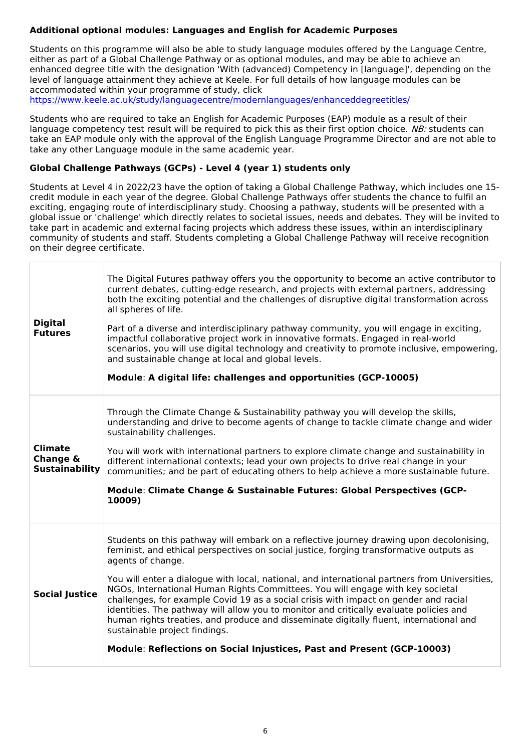**Additional optional modules: Languages and English for Academic Purposes**

Students on this programme will also be able to study language modules offered by the Language Centre, either as part of a Global Challenge Pathway or as optional modules, and may be able to achieve an enhanced degree title with the designation 'With (advanced) Competency in [language]', depending on the level of language attainment they achieve at Keele. For full details of how language modules can be accommodated within your programme of study, click https://www.keele.ac.uk/study/languagecentre/modernlanguages/enhanceddegreetitles/

Students who are required to take an English for Academic Purposes (EAP) module as a result of their language competency test result will be required to pick this as their first option choice. *NB:* students can take an EAP module only with the approval of the English Language Programme Director and are not able to take any other Language module in the same academic year.

**Global Challenge Pathways (GCPs) - Level 4 (year 1) students only**

Students at Level 4 in 2022/23 have the option of taking a Global Challenge Pathway, which includes one 15-credit module in each year of the degree. Global Challenge Pathways offer students the chance to fulfil an exciting, engaging route of interdisciplinary study. Choosing a pathway, students will be presented with a global issue or 'challenge' which directly relates to societal issues, needs and debates. They will be invited to take part in academic and external facing projects which address these issues, within an interdisciplinary community of students and staff. Students completing a Global Challenge Pathway will receive recognition on their degree certificate.

| Pathway | Description |
|---|---|
| **Digital Futures** | The Digital Futures pathway offers you the opportunity to become an active contributor to current debates, cutting-edge research, and projects with external partners, addressing both the exciting potential and the challenges of disruptive digital transformation across all spheres of life.<br><br>Part of a diverse and interdisciplinary pathway community, you will engage in exciting, impactful collaborative project work in innovative formats. Engaged in real-world scenarios, you will use digital technology and creativity to promote inclusive, empowering, and sustainable change at local and global levels.<br><br>**Module**: **A digital life: challenges and opportunities (GCP-10005)** |
| **Climate Change & Sustainability** | Through the Climate Change & Sustainability pathway you will develop the skills, understanding and drive to become agents of change to tackle climate change and wider sustainability challenges.<br><br>You will work with international partners to explore climate change and sustainability in different international contexts; lead your own projects to drive real change in your communities; and be part of educating others to help achieve a more sustainable future.<br><br>**Module**: **Climate Change & Sustainable Futures: Global Perspectives (GCP-10009)** |
| **Social Justice** | Students on this pathway will embark on a reflective journey drawing upon decolonising, feminist, and ethical perspectives on social justice, forging transformative outputs as agents of change.<br><br>You will enter a dialogue with local, national, and international partners from Universities, NGOs, International Human Rights Committees. You will engage with key societal challenges, for example Covid 19 as a social crisis with impact on gender and racial identities. The pathway will allow you to monitor and critically evaluate policies and human rights treaties, and produce and disseminate digitally fluent, international and sustainable project findings.<br><br>**Module**: **Reflections on Social Injustices, Past and Present (GCP-10003)** |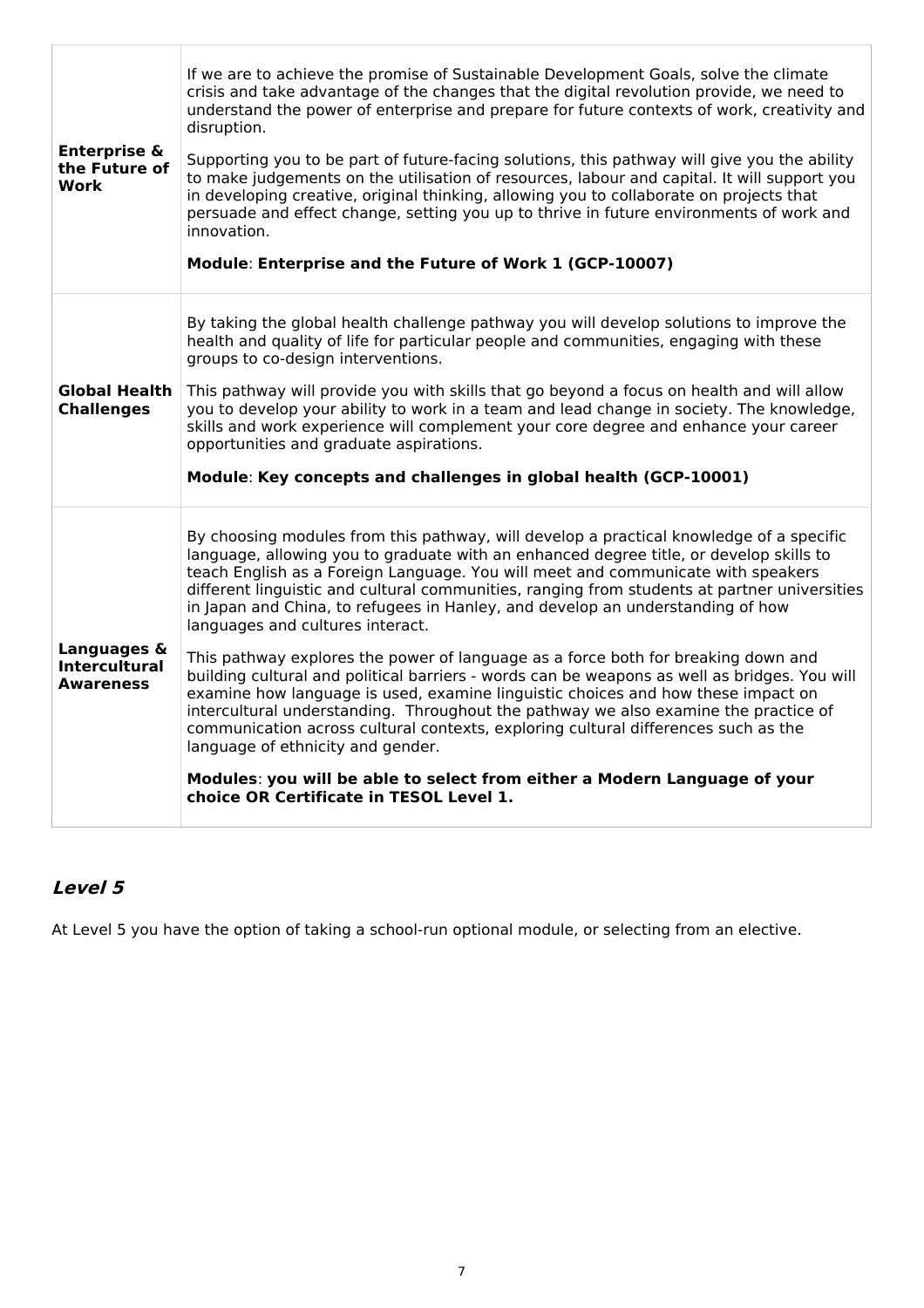| | |
|---|---|
| **Enterprise & the Future of Work** | If we are to achieve the promise of Sustainable Development Goals, solve the climate crisis and take advantage of the changes that the digital revolution provide, we need to understand the power of enterprise and prepare for future contexts of work, creativity and disruption.<br><br>Supporting you to be part of future-facing solutions, this pathway will give you the ability to make judgements on the utilisation of resources, labour and capital. It will support you in developing creative, original thinking, allowing you to collaborate on projects that persuade and effect change, setting you up to thrive in future environments of work and innovation.<br><br>**Module**: **Enterprise and the Future of Work 1 (GCP-10007)** |
| **Global Health Challenges** | By taking the global health challenge pathway you will develop solutions to improve the health and quality of life for particular people and communities, engaging with these groups to co-design interventions.<br><br>This pathway will provide you with skills that go beyond a focus on health and will allow you to develop your ability to work in a team and lead change in society. The knowledge, skills and work experience will complement your core degree and enhance your career opportunities and graduate aspirations.<br><br>**Module**: **Key concepts and challenges in global health (GCP-10001)** |
| **Languages & Intercultural Awareness** | By choosing modules from this pathway, will develop a practical knowledge of a specific language, allowing you to graduate with an enhanced degree title, or develop skills to teach English as a Foreign Language. You will meet and communicate with speakers different linguistic and cultural communities, ranging from students at partner universities in Japan and China, to refugees in Hanley, and develop an understanding of how languages and cultures interact.<br><br>This pathway explores the power of language as a force both for breaking down and building cultural and political barriers - words can be weapons as well as bridges. You will examine how language is used, examine linguistic choices and how these impact on intercultural understanding. Throughout the pathway we also examine the practice of communication across cultural contexts, exploring cultural differences such as the language of ethnicity and gender.<br><br>**Modules**: **you will be able to select from either a Modern Language of your choice OR Certificate in TESOL Level 1.** |

## ***Level 5***

At Level 5 you have the option of taking a school-run optional module, or selecting from an elective.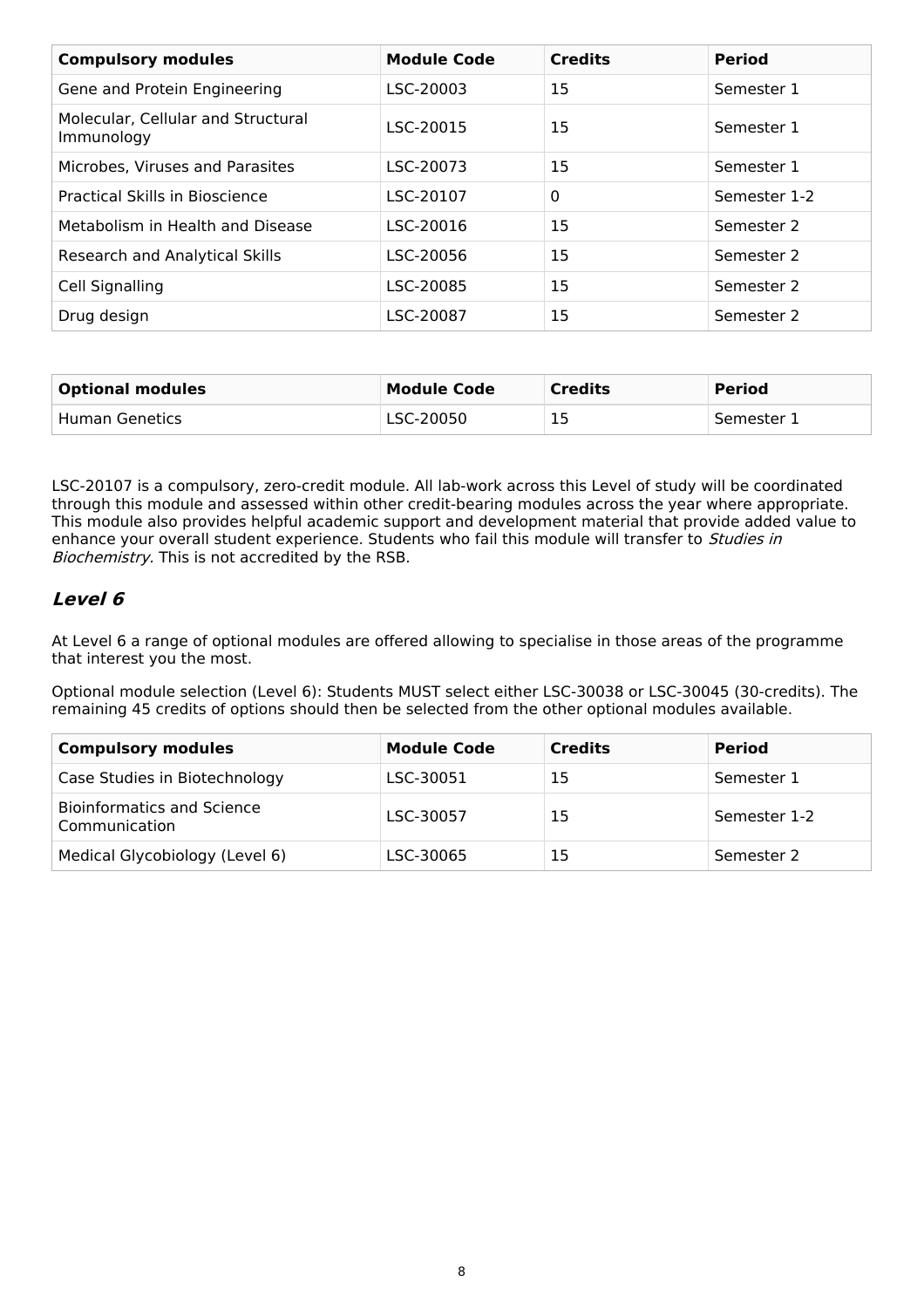| Compulsory modules | Module Code | Credits | Period |
|---|---|---|---|
| Gene and Protein Engineering | LSC-20003 | 15 | Semester 1 |
| Molecular, Cellular and Structural Immunology | LSC-20015 | 15 | Semester 1 |
| Microbes, Viruses and Parasites | LSC-20073 | 15 | Semester 1 |
| Practical Skills in Bioscience | LSC-20107 | 0 | Semester 1-2 |
| Metabolism in Health and Disease | LSC-20016 | 15 | Semester 2 |
| Research and Analytical Skills | LSC-20056 | 15 | Semester 2 |
| Cell Signalling | LSC-20085 | 15 | Semester 2 |
| Drug design | LSC-20087 | 15 | Semester 2 |

| Optional modules | Module Code | Credits | Period |
|---|---|---|---|
| Human Genetics | LSC-20050 | 15 | Semester 1 |

LSC-20107 is a compulsory, zero-credit module. All lab-work across this Level of study will be coordinated through this module and assessed within other credit-bearing modules across the year where appropriate. This module also provides helpful academic support and development material that provide added value to enhance your overall student experience. Students who fail this module will transfer to *Studies in Biochemistry.* This is not accredited by the RSB.

## *Level 6*

At Level 6 a range of optional modules are offered allowing to specialise in those areas of the programme that interest you the most.

Optional module selection (Level 6): Students MUST select either LSC-30038 or LSC-30045 (30-credits). The remaining 45 credits of options should then be selected from the other optional modules available.

| Compulsory modules | Module Code | Credits | Period |
|---|---|---|---|
| Case Studies in Biotechnology | LSC-30051 | 15 | Semester 1 |
| Bioinformatics and Science Communication | LSC-30057 | 15 | Semester 1-2 |
| Medical Glycobiology (Level 6) | LSC-30065 | 15 | Semester 2 |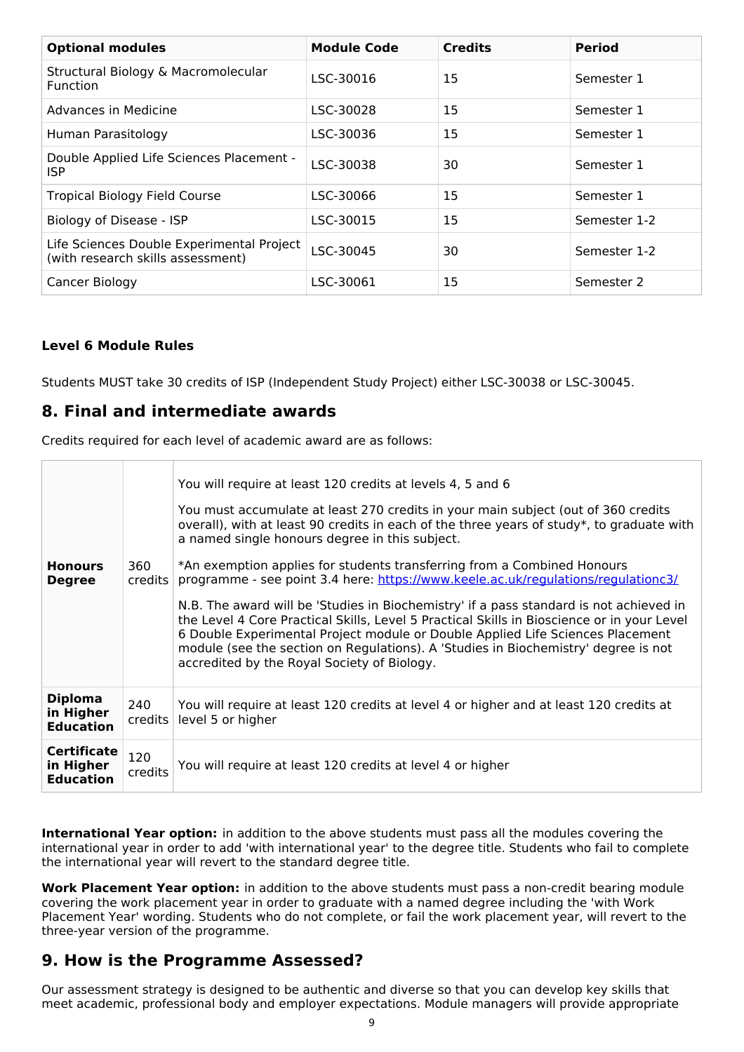| Optional modules | Module Code | Credits | Period |
|---|---|---|---|
| Structural Biology & Macromolecular Function | LSC-30016 | 15 | Semester 1 |
| Advances in Medicine | LSC-30028 | 15 | Semester 1 |
| Human Parasitology | LSC-30036 | 15 | Semester 1 |
| Double Applied Life Sciences Placement - ISP | LSC-30038 | 30 | Semester 1 |
| Tropical Biology Field Course | LSC-30066 | 15 | Semester 1 |
| Biology of Disease - ISP | LSC-30015 | 15 | Semester 1-2 |
| Life Sciences Double Experimental Project (with research skills assessment) | LSC-30045 | 30 | Semester 1-2 |
| Cancer Biology | LSC-30061 | 15 | Semester 2 |

**Level 6 Module Rules**

Students MUST take 30 credits of ISP (Independent Study Project) either LSC-30038 or LSC-30045.

## 8. Final and intermediate awards

Credits required for each level of academic award are as follows:

| | | |
|---|---|---|
| **Honours Degree** | 360 credits | You will require at least 120 credits at levels 4, 5 and 6<br><br>You must accumulate at least 270 credits in your main subject (out of 360 credits overall), with at least 90 credits in each of the three years of study*, to graduate with a named single honours degree in this subject.<br><br>*An exemption applies for students transferring from a Combined Honours programme - see point 3.4 here: https://www.keele.ac.uk/regulations/regulationc3/<br><br>N.B. The award will be 'Studies in Biochemistry' if a pass standard is not achieved in the Level 4 Core Practical Skills, Level 5 Practical Skills in Bioscience or in your Level 6 Double Experimental Project module or Double Applied Life Sciences Placement module (see the section on Regulations). A 'Studies in Biochemistry' degree is not accredited by the Royal Society of Biology. |
| **Diploma in Higher Education** | 240 credits | You will require at least 120 credits at level 4 or higher and at least 120 credits at level 5 or higher |
| **Certificate in Higher Education** | 120 credits | You will require at least 120 credits at level 4 or higher |

**International Year option:** in addition to the above students must pass all the modules covering the international year in order to add 'with international year' to the degree title. Students who fail to complete the international year will revert to the standard degree title.

**Work Placement Year option:** in addition to the above students must pass a non-credit bearing module covering the work placement year in order to graduate with a named degree including the 'with Work Placement Year' wording. Students who do not complete, or fail the work placement year, will revert to the three-year version of the programme.

## 9. How is the Programme Assessed?

Our assessment strategy is designed to be authentic and diverse so that you can develop key skills that meet academic, professional body and employer expectations. Module managers will provide appropriate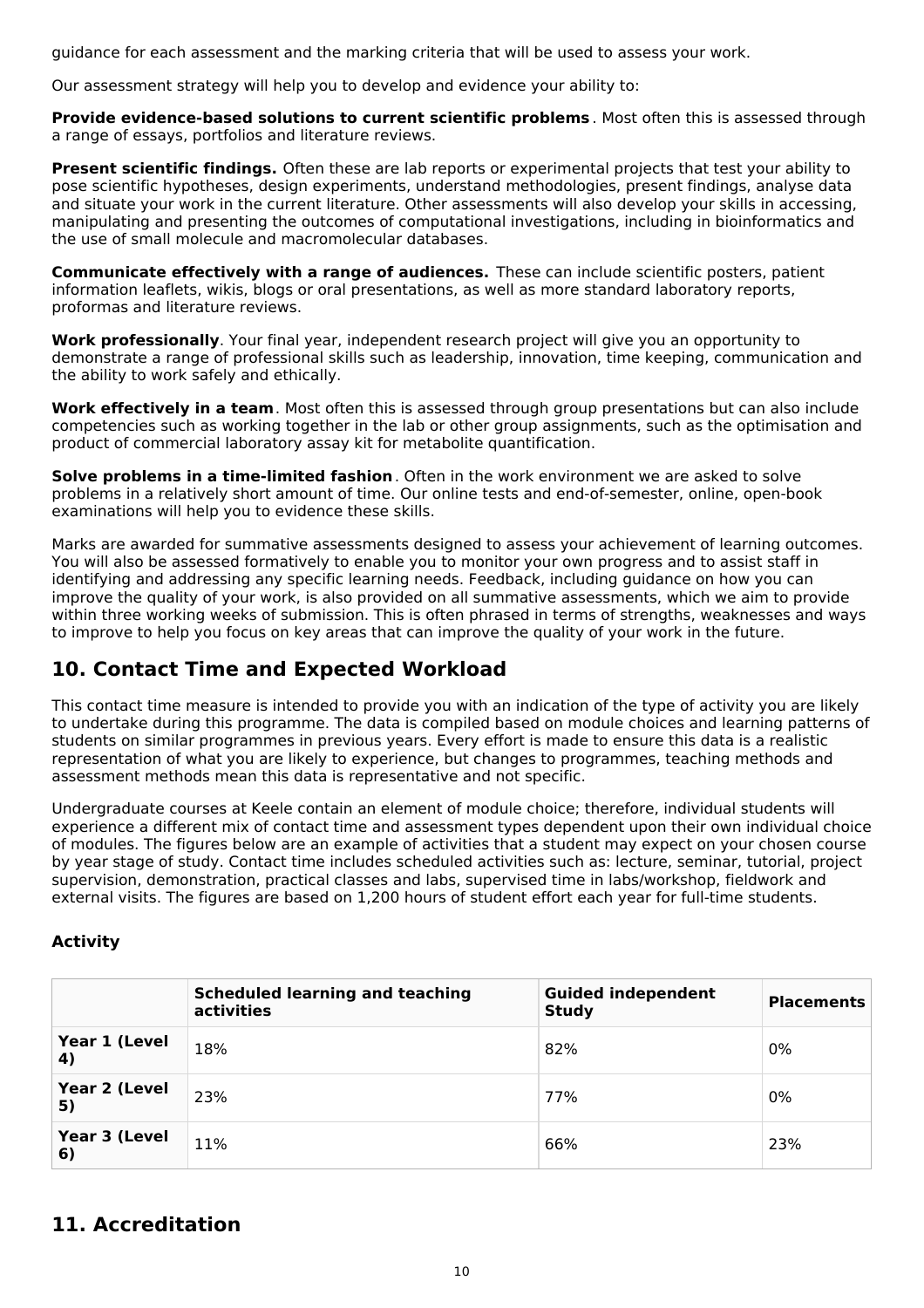guidance for each assessment and the marking criteria that will be used to assess your work.

Our assessment strategy will help you to develop and evidence your ability to:

**Provide evidence-based solutions to current scientific problems**. Most often this is assessed through a range of essays, portfolios and literature reviews.

**Present scientific findings.** Often these are lab reports or experimental projects that test your ability to pose scientific hypotheses, design experiments, understand methodologies, present findings, analyse data and situate your work in the current literature. Other assessments will also develop your skills in accessing, manipulating and presenting the outcomes of computational investigations, including in bioinformatics and the use of small molecule and macromolecular databases.

**Communicate effectively with a range of audiences.** These can include scientific posters, patient information leaflets, wikis, blogs or oral presentations, as well as more standard laboratory reports, proformas and literature reviews.

**Work professionally**. Your final year, independent research project will give you an opportunity to demonstrate a range of professional skills such as leadership, innovation, time keeping, communication and the ability to work safely and ethically.

**Work effectively in a team**. Most often this is assessed through group presentations but can also include competencies such as working together in the lab or other group assignments, such as the optimisation and product of commercial laboratory assay kit for metabolite quantification.

**Solve problems in a time-limited fashion**. Often in the work environment we are asked to solve problems in a relatively short amount of time. Our online tests and end-of-semester, online, open-book examinations will help you to evidence these skills.

Marks are awarded for summative assessments designed to assess your achievement of learning outcomes. You will also be assessed formatively to enable you to monitor your own progress and to assist staff in identifying and addressing any specific learning needs. Feedback, including guidance on how you can improve the quality of your work, is also provided on all summative assessments, which we aim to provide within three working weeks of submission. This is often phrased in terms of strengths, weaknesses and ways to improve to help you focus on key areas that can improve the quality of your work in the future.

## 10. Contact Time and Expected Workload

This contact time measure is intended to provide you with an indication of the type of activity you are likely to undertake during this programme. The data is compiled based on module choices and learning patterns of students on similar programmes in previous years. Every effort is made to ensure this data is a realistic representation of what you are likely to experience, but changes to programmes, teaching methods and assessment methods mean this data is representative and not specific.

Undergraduate courses at Keele contain an element of module choice; therefore, individual students will experience a different mix of contact time and assessment types dependent upon their own individual choice of modules. The figures below are an example of activities that a student may expect on your chosen course by year stage of study. Contact time includes scheduled activities such as: lecture, seminar, tutorial, project supervision, demonstration, practical classes and labs, supervised time in labs/workshop, fieldwork and external visits. The figures are based on 1,200 hours of student effort each year for full-time students.

### Activity

| | Scheduled learning and teaching activities | Guided independent Study | Placements |
|---|---|---|---|
| **Year 1 (Level 4)** | 18% | 82% | 0% |
| **Year 2 (Level 5)** | 23% | 77% | 0% |
| **Year 3 (Level 6)** | 11% | 66% | 23% |

## 11. Accreditation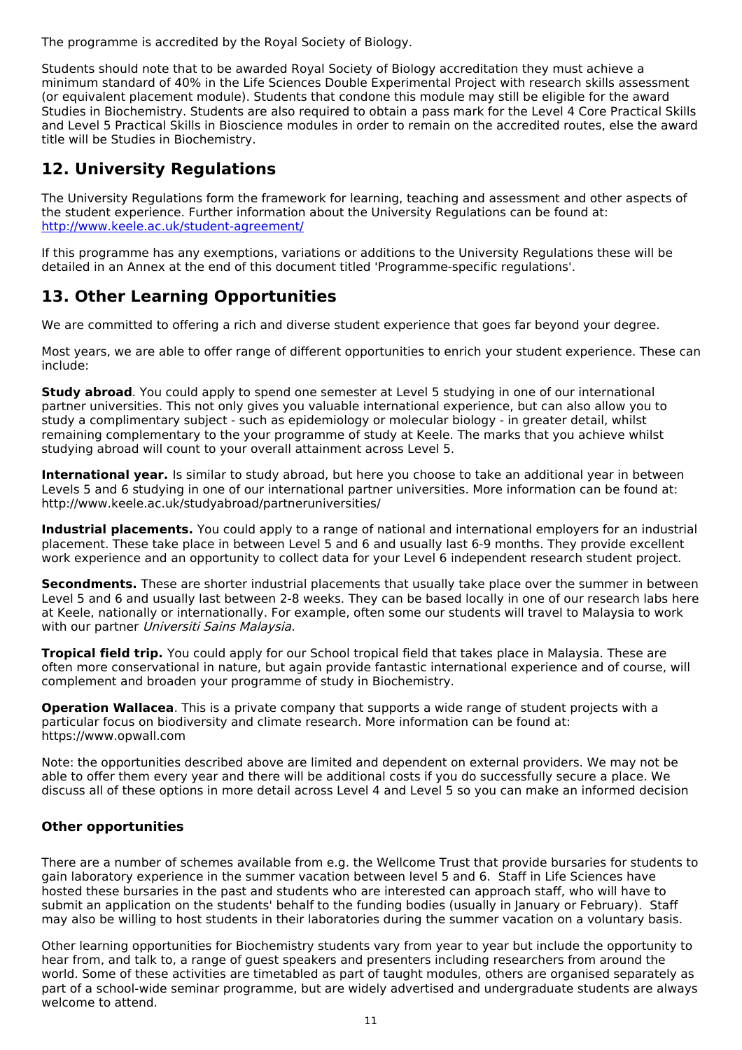The programme is accredited by the Royal Society of Biology.

Students should note that to be awarded Royal Society of Biology accreditation they must achieve a minimum standard of 40% in the Life Sciences Double Experimental Project with research skills assessment (or equivalent placement module). Students that condone this module may still be eligible for the award Studies in Biochemistry. Students are also required to obtain a pass mark for the Level 4 Core Practical Skills and Level 5 Practical Skills in Bioscience modules in order to remain on the accredited routes, else the award title will be Studies in Biochemistry.

## 12. University Regulations

The University Regulations form the framework for learning, teaching and assessment and other aspects of the student experience. Further information about the University Regulations can be found at: http://www.keele.ac.uk/student-agreement/

If this programme has any exemptions, variations or additions to the University Regulations these will be detailed in an Annex at the end of this document titled 'Programme-specific regulations'.

## 13. Other Learning Opportunities

We are committed to offering a rich and diverse student experience that goes far beyond your degree.

Most years, we are able to offer range of different opportunities to enrich your student experience. These can include:

**Study abroad**. You could apply to spend one semester at Level 5 studying in one of our international partner universities. This not only gives you valuable international experience, but can also allow you to study a complimentary subject - such as epidemiology or molecular biology - in greater detail, whilst remaining complementary to the your programme of study at Keele. The marks that you achieve whilst studying abroad will count to your overall attainment across Level 5.

**International year.** Is similar to study abroad, but here you choose to take an additional year in between Levels 5 and 6 studying in one of our international partner universities. More information can be found at: http://www.keele.ac.uk/studyabroad/partneruniversities/

**Industrial placements.** You could apply to a range of national and international employers for an industrial placement. These take place in between Level 5 and 6 and usually last 6-9 months. They provide excellent work experience and an opportunity to collect data for your Level 6 independent research student project.

**Secondments.** These are shorter industrial placements that usually take place over the summer in between Level 5 and 6 and usually last between 2-8 weeks. They can be based locally in one of our research labs here at Keele, nationally or internationally. For example, often some our students will travel to Malaysia to work with our partner *Universiti Sains Malaysia*.

**Tropical field trip.** You could apply for our School tropical field that takes place in Malaysia. These are often more conservational in nature, but again provide fantastic international experience and of course, will complement and broaden your programme of study in Biochemistry.

**Operation Wallacea**. This is a private company that supports a wide range of student projects with a particular focus on biodiversity and climate research. More information can be found at: https://www.opwall.com

Note: the opportunities described above are limited and dependent on external providers. We may not be able to offer them every year and there will be additional costs if you do successfully secure a place. We discuss all of these options in more detail across Level 4 and Level 5 so you can make an informed decision

### Other opportunities

There are a number of schemes available from e.g. the Wellcome Trust that provide bursaries for students to gain laboratory experience in the summer vacation between level 5 and 6. Staff in Life Sciences have hosted these bursaries in the past and students who are interested can approach staff, who will have to submit an application on the students' behalf to the funding bodies (usually in January or February). Staff may also be willing to host students in their laboratories during the summer vacation on a voluntary basis.

Other learning opportunities for Biochemistry students vary from year to year but include the opportunity to hear from, and talk to, a range of guest speakers and presenters including researchers from around the world. Some of these activities are timetabled as part of taught modules, others are organised separately as part of a school-wide seminar programme, but are widely advertised and undergraduate students are always welcome to attend.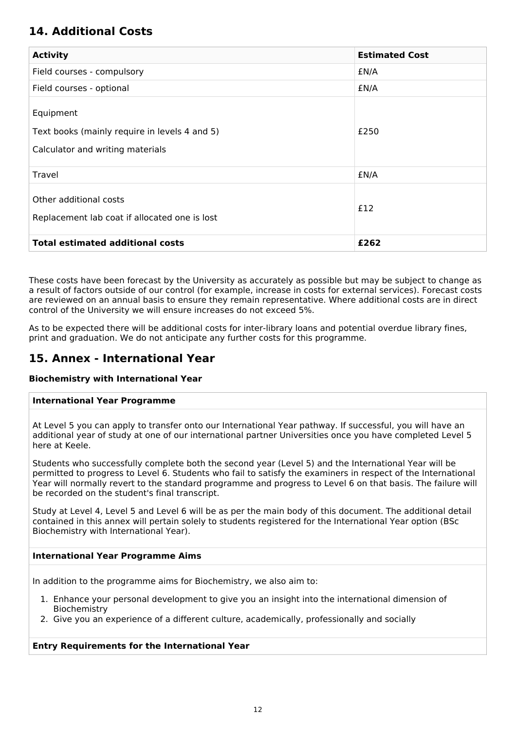## 14. Additional Costs

| Activity | Estimated Cost |
|---|---|
| Field courses - compulsory | £N/A |
| Field courses - optional | £N/A |
| Equipment<br><br>Text books (mainly require in levels 4 and 5)<br><br>Calculator and writing materials | £250 |
| Travel | £N/A |
| Other additional costs<br><br>Replacement lab coat if allocated one is lost | £12 |
| **Total estimated additional costs** | **£262** |

These costs have been forecast by the University as accurately as possible but may be subject to change as a result of factors outside of our control (for example, increase in costs for external services). Forecast costs are reviewed on an annual basis to ensure they remain representative. Where additional costs are in direct control of the University we will ensure increases do not exceed 5%.

As to be expected there will be additional costs for inter-library loans and potential overdue library fines, print and graduation. We do not anticipate any further costs for this programme.

## 15. Annex - International Year

**Biochemistry with International Year**

**International Year Programme**

At Level 5 you can apply to transfer onto our International Year pathway. If successful, you will have an additional year of study at one of our international partner Universities once you have completed Level 5 here at Keele.

Students who successfully complete both the second year (Level 5) and the International Year will be permitted to progress to Level 6. Students who fail to satisfy the examiners in respect of the International Year will normally revert to the standard programme and progress to Level 6 on that basis. The failure will be recorded on the student's final transcript.

Study at Level 4, Level 5 and Level 6 will be as per the main body of this document. The additional detail contained in this annex will pertain solely to students registered for the International Year option (BSc Biochemistry with International Year).

**International Year Programme Aims**

In addition to the programme aims for Biochemistry, we also aim to:

1. Enhance your personal development to give you an insight into the international dimension of Biochemistry
2. Give you an experience of a different culture, academically, professionally and socially

**Entry Requirements for the International Year**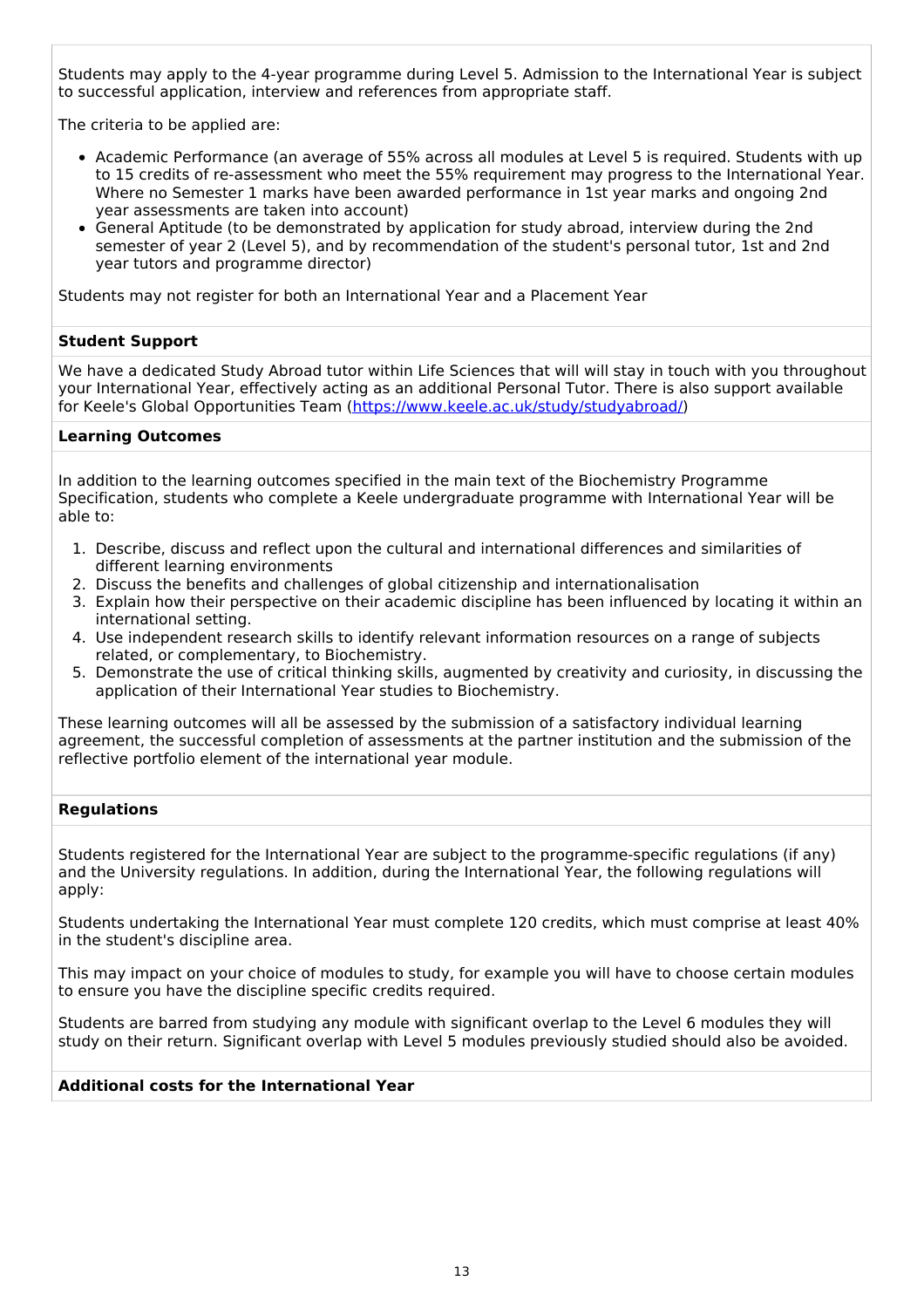Students may apply to the 4-year programme during Level 5. Admission to the International Year is subject to successful application, interview and references from appropriate staff.

The criteria to be applied are:

- Academic Performance (an average of 55% across all modules at Level 5 is required. Students with up to 15 credits of re-assessment who meet the 55% requirement may progress to the International Year. Where no Semester 1 marks have been awarded performance in 1st year marks and ongoing 2nd year assessments are taken into account)
- General Aptitude (to be demonstrated by application for study abroad, interview during the 2nd semester of year 2 (Level 5), and by recommendation of the student's personal tutor, 1st and 2nd year tutors and programme director)

Students may not register for both an International Year and a Placement Year

**Student Support**

We have a dedicated Study Abroad tutor within Life Sciences that will will stay in touch with you throughout your International Year, effectively acting as an additional Personal Tutor. There is also support available for Keele's Global Opportunities Team (https://www.keele.ac.uk/study/studyabroad/)

**Learning Outcomes**

In addition to the learning outcomes specified in the main text of the Biochemistry Programme Specification, students who complete a Keele undergraduate programme with International Year will be able to:

1. Describe, discuss and reflect upon the cultural and international differences and similarities of different learning environments
2. Discuss the benefits and challenges of global citizenship and internationalisation
3. Explain how their perspective on their academic discipline has been influenced by locating it within an international setting.
4. Use independent research skills to identify relevant information resources on a range of subjects related, or complementary, to Biochemistry.
5. Demonstrate the use of critical thinking skills, augmented by creativity and curiosity, in discussing the application of their International Year studies to Biochemistry.

These learning outcomes will all be assessed by the submission of a satisfactory individual learning agreement, the successful completion of assessments at the partner institution and the submission of the reflective portfolio element of the international year module.

**Regulations**

Students registered for the International Year are subject to the programme-specific regulations (if any) and the University regulations. In addition, during the International Year, the following regulations will apply:

Students undertaking the International Year must complete 120 credits, which must comprise at least 40% in the student's discipline area.

This may impact on your choice of modules to study, for example you will have to choose certain modules to ensure you have the discipline specific credits required.

Students are barred from studying any module with significant overlap to the Level 6 modules they will study on their return. Significant overlap with Level 5 modules previously studied should also be avoided.

**Additional costs for the International Year**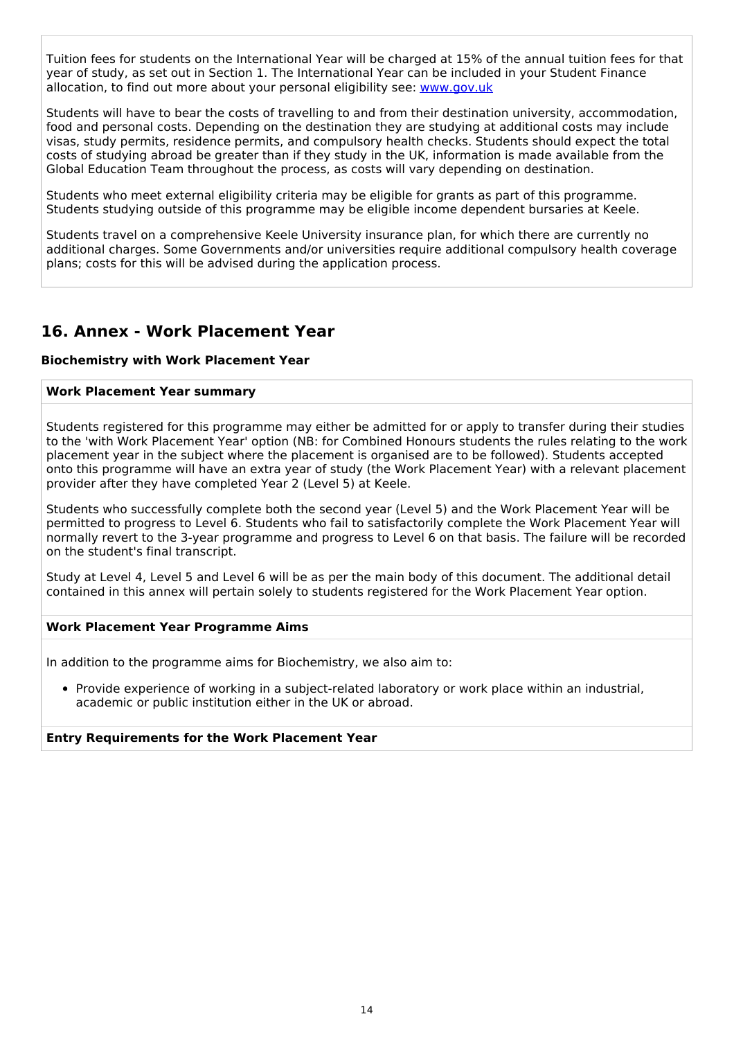Tuition fees for students on the International Year will be charged at 15% of the annual tuition fees for that year of study, as set out in Section 1. The International Year can be included in your Student Finance allocation, to find out more about your personal eligibility see: [www.gov.uk](www.gov.uk)

Students will have to bear the costs of travelling to and from their destination university, accommodation, food and personal costs. Depending on the destination they are studying at additional costs may include visas, study permits, residence permits, and compulsory health checks. Students should expect the total costs of studying abroad be greater than if they study in the UK, information is made available from the Global Education Team throughout the process, as costs will vary depending on destination.

Students who meet external eligibility criteria may be eligible for grants as part of this programme. Students studying outside of this programme may be eligible income dependent bursaries at Keele.

Students travel on a comprehensive Keele University insurance plan, for which there are currently no additional charges. Some Governments and/or universities require additional compulsory health coverage plans; costs for this will be advised during the application process.

## 16. Annex - Work Placement Year

**Biochemistry with Work Placement Year**

**Work Placement Year summary**

Students registered for this programme may either be admitted for or apply to transfer during their studies to the 'with Work Placement Year' option (NB: for Combined Honours students the rules relating to the work placement year in the subject where the placement is organised are to be followed). Students accepted onto this programme will have an extra year of study (the Work Placement Year) with a relevant placement provider after they have completed Year 2 (Level 5) at Keele.

Students who successfully complete both the second year (Level 5) and the Work Placement Year will be permitted to progress to Level 6. Students who fail to satisfactorily complete the Work Placement Year will normally revert to the 3-year programme and progress to Level 6 on that basis. The failure will be recorded on the student's final transcript.

Study at Level 4, Level 5 and Level 6 will be as per the main body of this document. The additional detail contained in this annex will pertain solely to students registered for the Work Placement Year option.

**Work Placement Year Programme Aims**

In addition to the programme aims for Biochemistry, we also aim to:

- Provide experience of working in a subject-related laboratory or work place within an industrial, academic or public institution either in the UK or abroad.

**Entry Requirements for the Work Placement Year**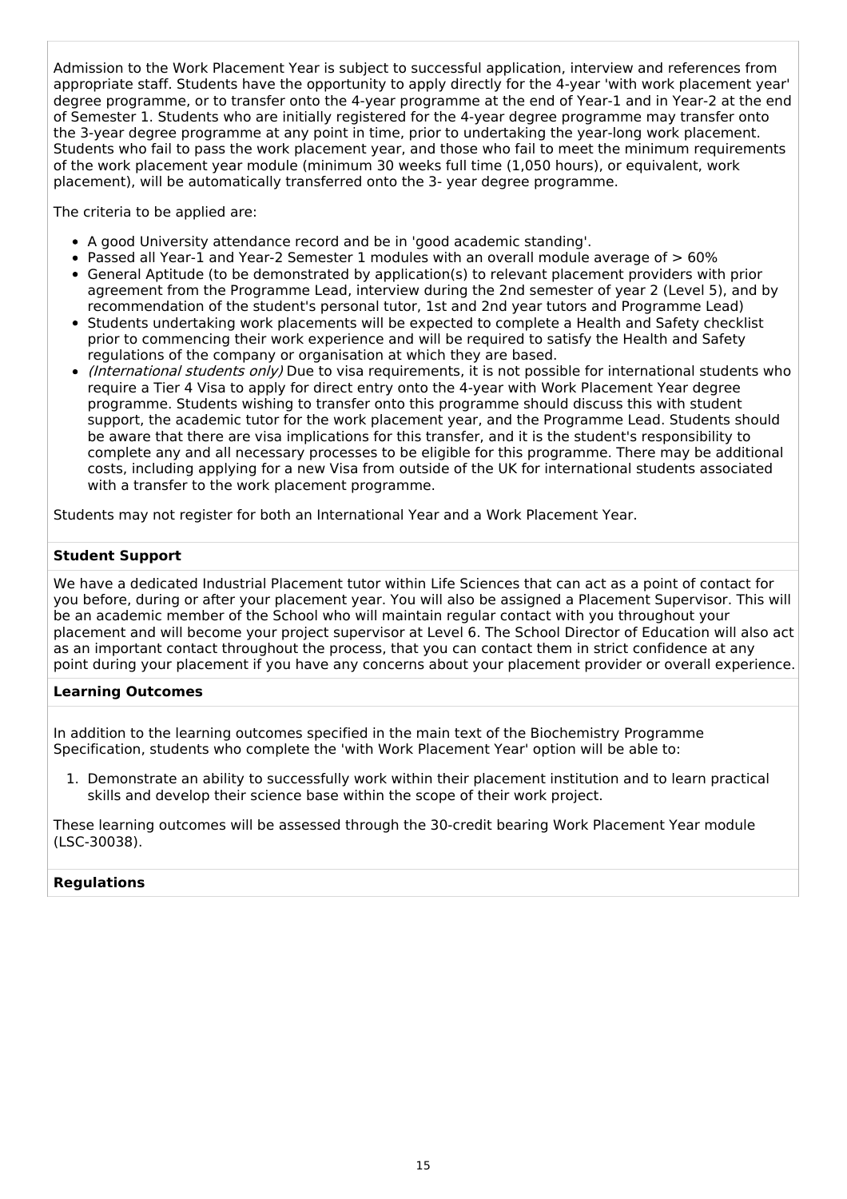Admission to the Work Placement Year is subject to successful application, interview and references from appropriate staff. Students have the opportunity to apply directly for the 4-year 'with work placement year' degree programme, or to transfer onto the 4-year programme at the end of Year-1 and in Year-2 at the end of Semester 1. Students who are initially registered for the 4-year degree programme may transfer onto the 3-year degree programme at any point in time, prior to undertaking the year-long work placement. Students who fail to pass the work placement year, and those who fail to meet the minimum requirements of the work placement year module (minimum 30 weeks full time (1,050 hours), or equivalent, work placement), will be automatically transferred onto the 3- year degree programme.

The criteria to be applied are:

- A good University attendance record and be in 'good academic standing'.
- Passed all Year-1 and Year-2 Semester 1 modules with an overall module average of > 60%
- General Aptitude (to be demonstrated by application(s) to relevant placement providers with prior agreement from the Programme Lead, interview during the 2nd semester of year 2 (Level 5), and by recommendation of the student's personal tutor, 1st and 2nd year tutors and Programme Lead)
- Students undertaking work placements will be expected to complete a Health and Safety checklist prior to commencing their work experience and will be required to satisfy the Health and Safety regulations of the company or organisation at which they are based.
- *(International students only)* Due to visa requirements, it is not possible for international students who require a Tier 4 Visa to apply for direct entry onto the 4-year with Work Placement Year degree programme. Students wishing to transfer onto this programme should discuss this with student support, the academic tutor for the work placement year, and the Programme Lead. Students should be aware that there are visa implications for this transfer, and it is the student's responsibility to complete any and all necessary processes to be eligible for this programme. There may be additional costs, including applying for a new Visa from outside of the UK for international students associated with a transfer to the work placement programme.

Students may not register for both an International Year and a Work Placement Year.

**Student Support**

We have a dedicated Industrial Placement tutor within Life Sciences that can act as a point of contact for you before, during or after your placement year. You will also be assigned a Placement Supervisor. This will be an academic member of the School who will maintain regular contact with you throughout your placement and will become your project supervisor at Level 6. The School Director of Education will also act as an important contact throughout the process, that you can contact them in strict confidence at any point during your placement if you have any concerns about your placement provider or overall experience.

**Learning Outcomes**

In addition to the learning outcomes specified in the main text of the Biochemistry Programme Specification, students who complete the 'with Work Placement Year' option will be able to:

1. Demonstrate an ability to successfully work within their placement institution and to learn practical skills and develop their science base within the scope of their work project.

These learning outcomes will be assessed through the 30-credit bearing Work Placement Year module (LSC-30038).

**Regulations**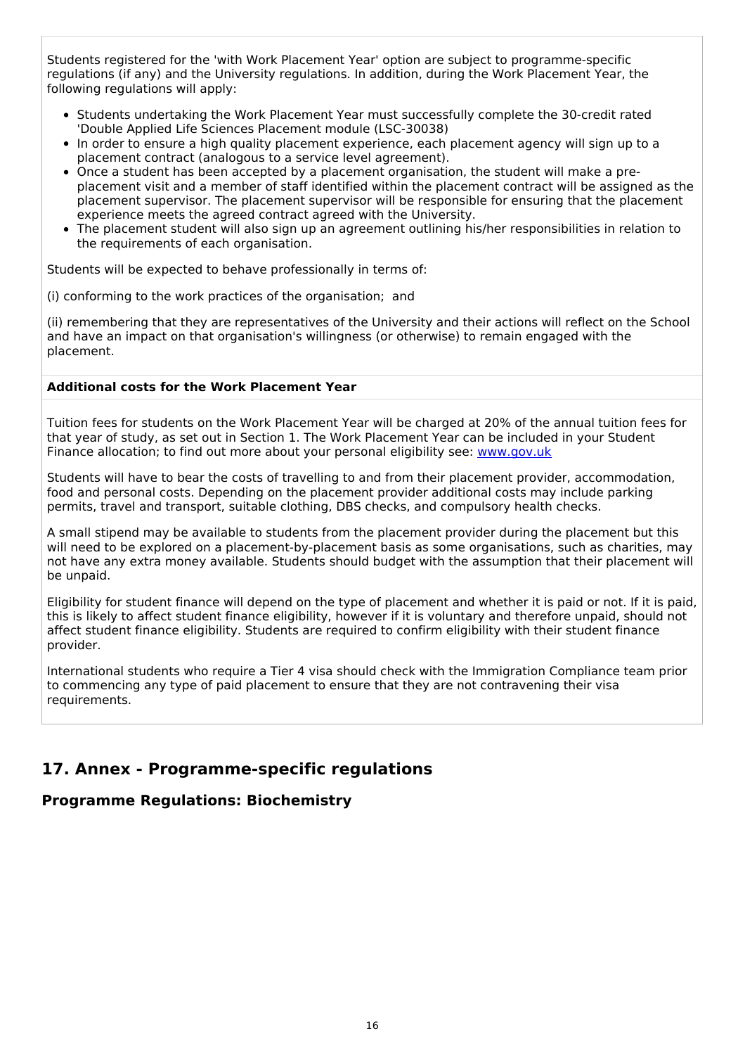Students registered for the 'with Work Placement Year' option are subject to programme-specific regulations (if any) and the University regulations. In addition, during the Work Placement Year, the following regulations will apply:

- Students undertaking the Work Placement Year must successfully complete the 30-credit rated 'Double Applied Life Sciences Placement module (LSC-30038)
- In order to ensure a high quality placement experience, each placement agency will sign up to a placement contract (analogous to a service level agreement).
- Once a student has been accepted by a placement organisation, the student will make a pre-placement visit and a member of staff identified within the placement contract will be assigned as the placement supervisor. The placement supervisor will be responsible for ensuring that the placement experience meets the agreed contract agreed with the University.
- The placement student will also sign up an agreement outlining his/her responsibilities in relation to the requirements of each organisation.

Students will be expected to behave professionally in terms of:

(i) conforming to the work practices of the organisation;  and

(ii) remembering that they are representatives of the University and their actions will reflect on the School and have an impact on that organisation's willingness (or otherwise) to remain engaged with the placement.

**Additional costs for the Work Placement Year**

Tuition fees for students on the Work Placement Year will be charged at 20% of the annual tuition fees for that year of study, as set out in Section 1. The Work Placement Year can be included in your Student Finance allocation; to find out more about your personal eligibility see: www.gov.uk

Students will have to bear the costs of travelling to and from their placement provider, accommodation, food and personal costs. Depending on the placement provider additional costs may include parking permits, travel and transport, suitable clothing, DBS checks, and compulsory health checks.

A small stipend may be available to students from the placement provider during the placement but this will need to be explored on a placement-by-placement basis as some organisations, such as charities, may not have any extra money available. Students should budget with the assumption that their placement will be unpaid.

Eligibility for student finance will depend on the type of placement and whether it is paid or not. If it is paid, this is likely to affect student finance eligibility, however if it is voluntary and therefore unpaid, should not affect student finance eligibility. Students are required to confirm eligibility with their student finance provider.

International students who require a Tier 4 visa should check with the Immigration Compliance team prior to commencing any type of paid placement to ensure that they are not contravening their visa requirements.

## 17. Annex - Programme-specific regulations

### Programme Regulations: Biochemistry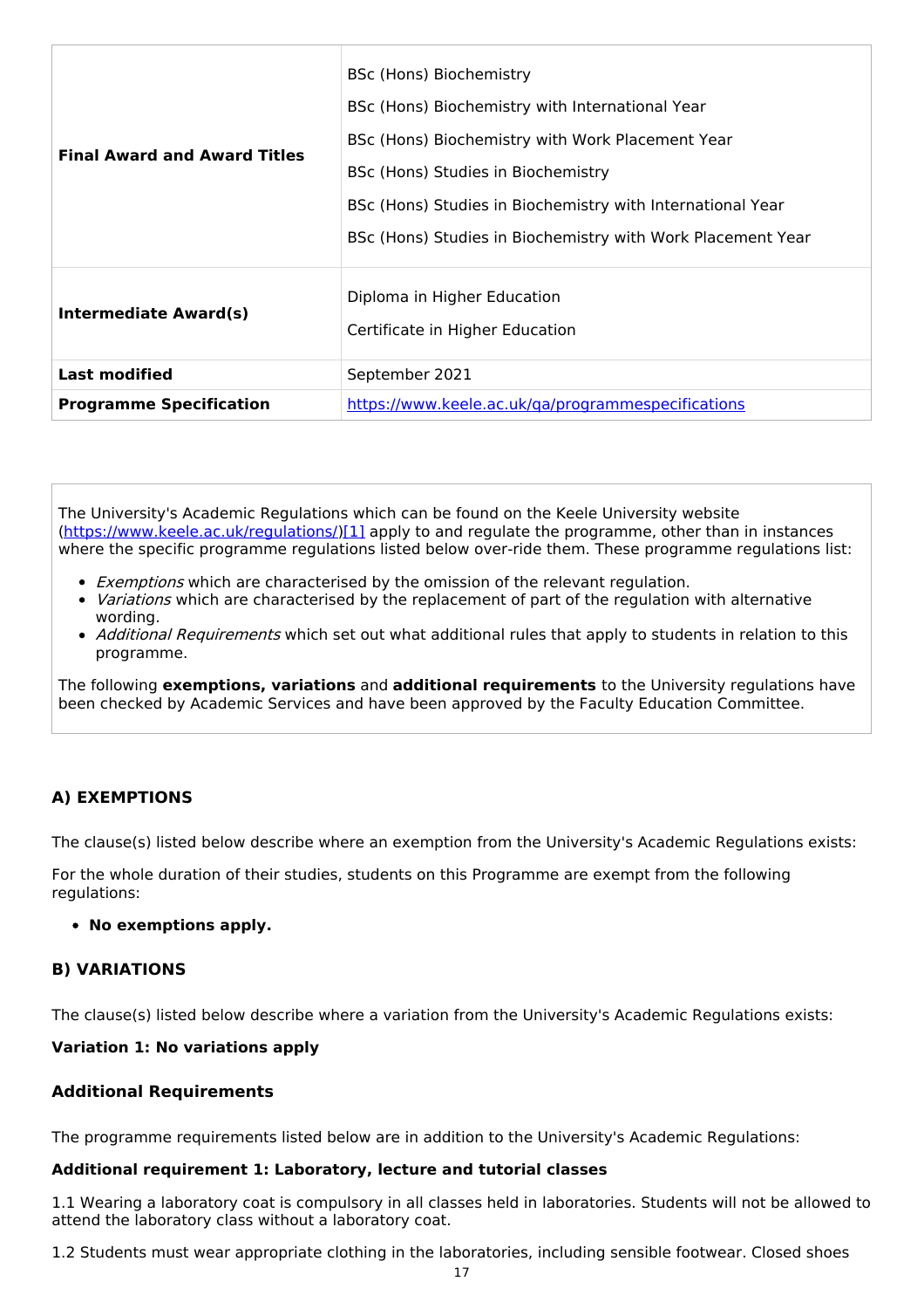| | |
|---|---|
| **Final Award and Award Titles** | BSc (Hons) Biochemistry<br>BSc (Hons) Biochemistry with International Year<br>BSc (Hons) Biochemistry with Work Placement Year<br>BSc (Hons) Studies in Biochemistry<br>BSc (Hons) Studies in Biochemistry with International Year<br>BSc (Hons) Studies in Biochemistry with Work Placement Year |
| **Intermediate Award(s)** | Diploma in Higher Education<br>Certificate in Higher Education |
| **Last modified** | September 2021 |
| **Programme Specification** | https://www.keele.ac.uk/qa/programmespecifications |

The University's Academic Regulations which can be found on the Keele University website (https://www.keele.ac.uk/regulations/)[1] apply to and regulate the programme, other than in instances where the specific programme regulations listed below over-ride them. These programme regulations list:

- *Exemptions* which are characterised by the omission of the relevant regulation.
- *Variations* which are characterised by the replacement of part of the regulation with alternative wording.
- *Additional Requirements* which set out what additional rules that apply to students in relation to this programme.

The following **exemptions, variations** and **additional requirements** to the University regulations have been checked by Academic Services and have been approved by the Faculty Education Committee.

### A) EXEMPTIONS

The clause(s) listed below describe where an exemption from the University's Academic Regulations exists:

For the whole duration of their studies, students on this Programme are exempt from the following regulations:

- **No exemptions apply.**

### B) VARIATIONS

The clause(s) listed below describe where a variation from the University's Academic Regulations exists:

**Variation 1: No variations apply**

### Additional Requirements

The programme requirements listed below are in addition to the University's Academic Regulations:

**Additional requirement 1: Laboratory, lecture and tutorial classes**

1.1 Wearing a laboratory coat is compulsory in all classes held in laboratories. Students will not be allowed to attend the laboratory class without a laboratory coat.

1.2 Students must wear appropriate clothing in the laboratories, including sensible footwear. Closed shoes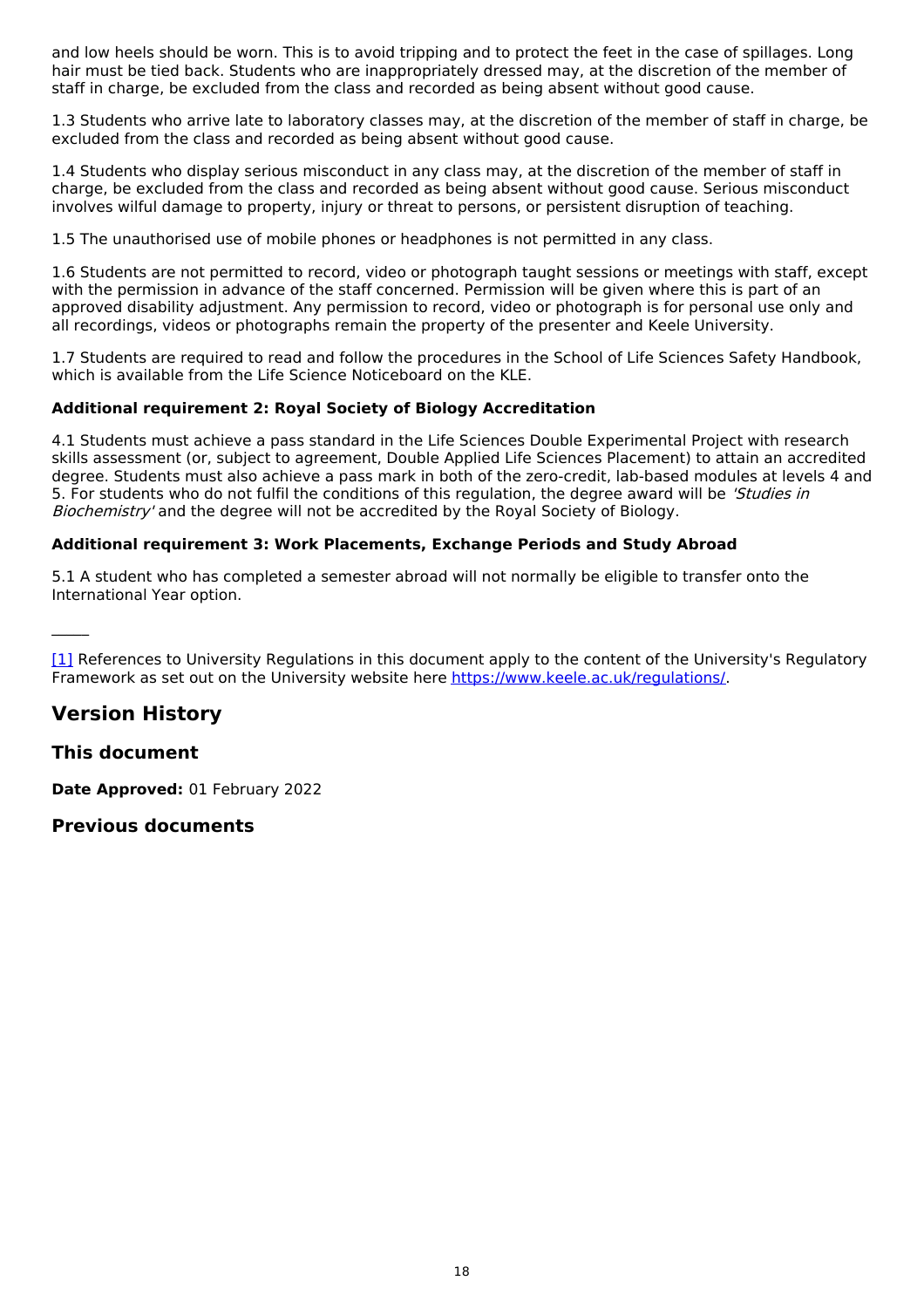and low heels should be worn. This is to avoid tripping and to protect the feet in the case of spillages. Long hair must be tied back. Students who are inappropriately dressed may, at the discretion of the member of staff in charge, be excluded from the class and recorded as being absent without good cause.

1.3 Students who arrive late to laboratory classes may, at the discretion of the member of staff in charge, be excluded from the class and recorded as being absent without good cause.

1.4 Students who display serious misconduct in any class may, at the discretion of the member of staff in charge, be excluded from the class and recorded as being absent without good cause. Serious misconduct involves wilful damage to property, injury or threat to persons, or persistent disruption of teaching.

1.5 The unauthorised use of mobile phones or headphones is not permitted in any class.

1.6 Students are not permitted to record, video or photograph taught sessions or meetings with staff, except with the permission in advance of the staff concerned. Permission will be given where this is part of an approved disability adjustment. Any permission to record, video or photograph is for personal use only and all recordings, videos or photographs remain the property of the presenter and Keele University.

1.7 Students are required to read and follow the procedures in the School of Life Sciences Safety Handbook, which is available from the Life Science Noticeboard on the KLE.

**Additional requirement 2: Royal Society of Biology Accreditation**

4.1 Students must achieve a pass standard in the Life Sciences Double Experimental Project with research skills assessment (or, subject to agreement, Double Applied Life Sciences Placement) to attain an accredited degree. Students must also achieve a pass mark in both of the zero-credit, lab-based modules at levels 4 and 5. For students who do not fulfil the conditions of this regulation, the degree award will be *'Studies in Biochemistry'* and the degree will not be accredited by the Royal Society of Biology.

**Additional requirement 3: Work Placements, Exchange Periods and Study Abroad**

5.1 A student who has completed a semester abroad will not normally be eligible to transfer onto the International Year option.

---

[1] References to University Regulations in this document apply to the content of the University's Regulatory Framework as set out on the University website here https://www.keele.ac.uk/regulations/.

## Version History

### This document

**Date Approved:** 01 February 2022

### Previous documents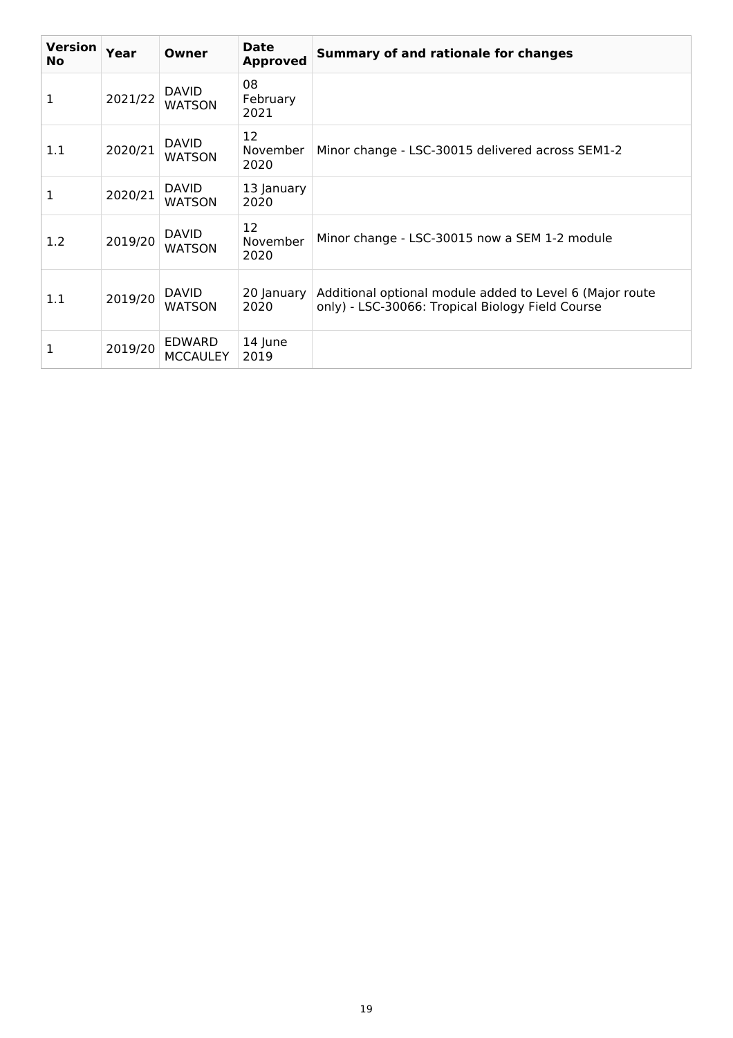| Version No | Year | Owner | Date Approved | Summary of and rationale for changes |
| --- | --- | --- | --- | --- |
| 1 | 2021/22 | DAVID WATSON | 08 February 2021 | |
| 1.1 | 2020/21 | DAVID WATSON | 12 November 2020 | Minor change - LSC-30015 delivered across SEM1-2 |
| 1 | 2020/21 | DAVID WATSON | 13 January 2020 | |
| 1.2 | 2019/20 | DAVID WATSON | 12 November 2020 | Minor change - LSC-30015 now a SEM 1-2 module |
| 1.1 | 2019/20 | DAVID WATSON | 20 January 2020 | Additional optional module added to Level 6 (Major route only) - LSC-30066: Tropical Biology Field Course |
| 1 | 2019/20 | EDWARD MCCAULEY | 14 June 2019 | |